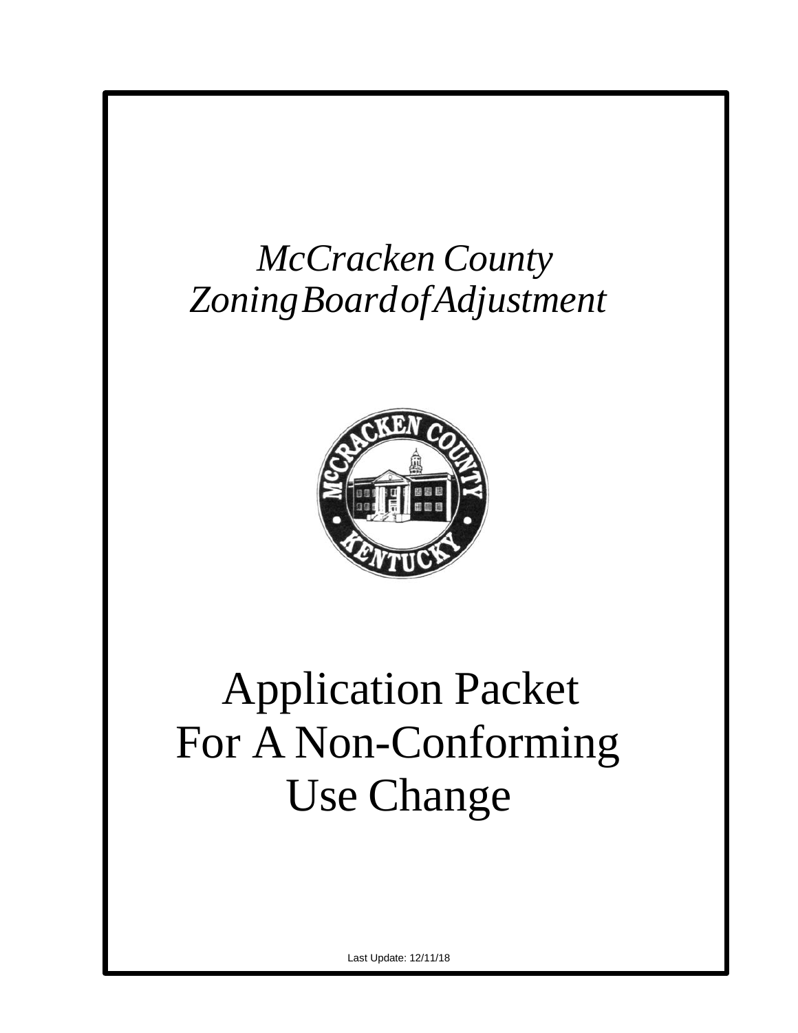*McCracken County*
*Zoning Board of Adjustment*

# Application Packet For A Non-Conforming Use Change

Last Update: 12/11/18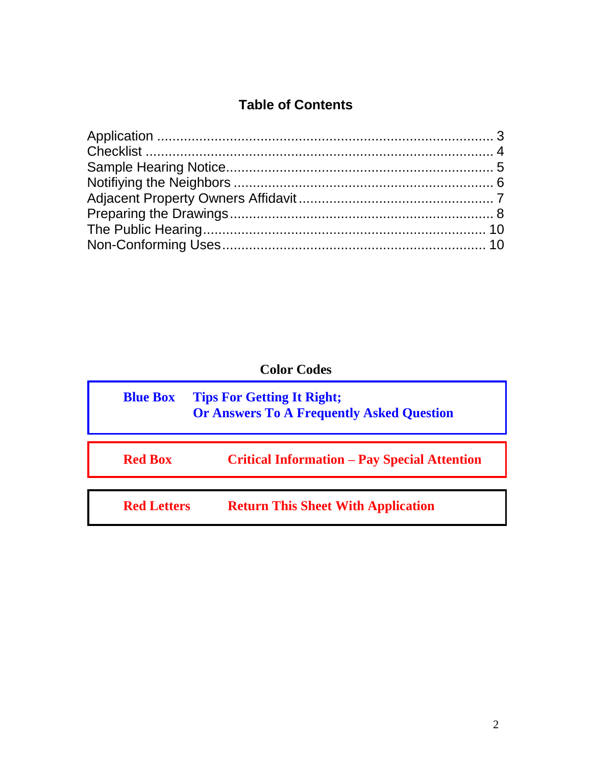# Table of Contents

| Section | Page |
|---|---|
| Application | 3 |
| Checklist | 4 |
| Sample Hearing Notice | 5 |
| Notifiying the Neighbors | 6 |
| Adjacent Property Owners Affidavit | 7 |
| Preparing the Drawings | 8 |
| The Public Hearing | 10 |
| Non-Conforming Uses | 10 |

## Color Codes

| Code | Meaning |
|---|---|
| **Blue Box** | **Tips For Getting It Right; Or Answers To A Frequently Asked Question** |
| **Red Box** | **Critical Information – Pay Special Attention** |
| **Red Letters** | **Return This Sheet With Application** |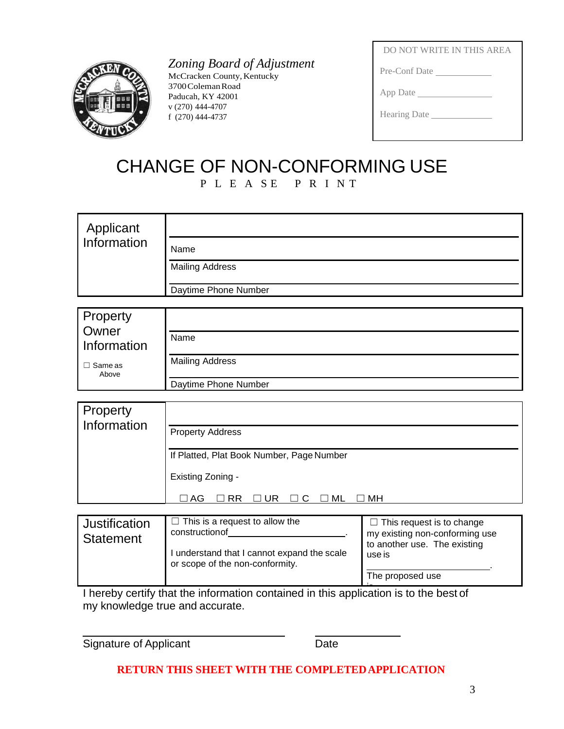*Zoning Board of Adjustment*
McCracken County, Kentucky
3700 Coleman Road
Paducah, KY 42001
v (270) 444-4707
f (270) 444-4737

| DO NOT WRITE IN THIS AREA |
|---|
| Pre-Conf Date ____________ |
| App Date ______________ |
| Hearing Date ____________ |

# CHANGE OF NON-CONFORMING USE

P L E A S E   P R I N T

| Applicant Information | |
|---|---|
| | Name |
| | Mailing Address |
| | Daytime Phone Number |

| Property Owner Information ☐ Same as Above | |
|---|---|
| | Name |
| | Mailing Address |
| | Daytime Phone Number |

| Property Information | |
|---|---|
| | Property Address |
| | If Platted, Plat Book Number, Page Number |
| | Existing Zoning - ☐ AG ☐ RR ☐ UR ☐ C ☐ ML ☐ MH |

| Justification Statement | ☐ This is a request to allow the construction of ______________________. I understand that I cannot expand the scale or scope of the non-conformity. | ☐ This request is to change my existing non-conforming use to another use. The existing use is ______________________. The proposed use is |
|---|---|---|

I hereby certify that the information contained in this application is to the best of my knowledge true and accurate.

______________________________ Signature of Applicant

____________ Date

**RETURN THIS SHEET WITH THE COMPLETED APPLICATION**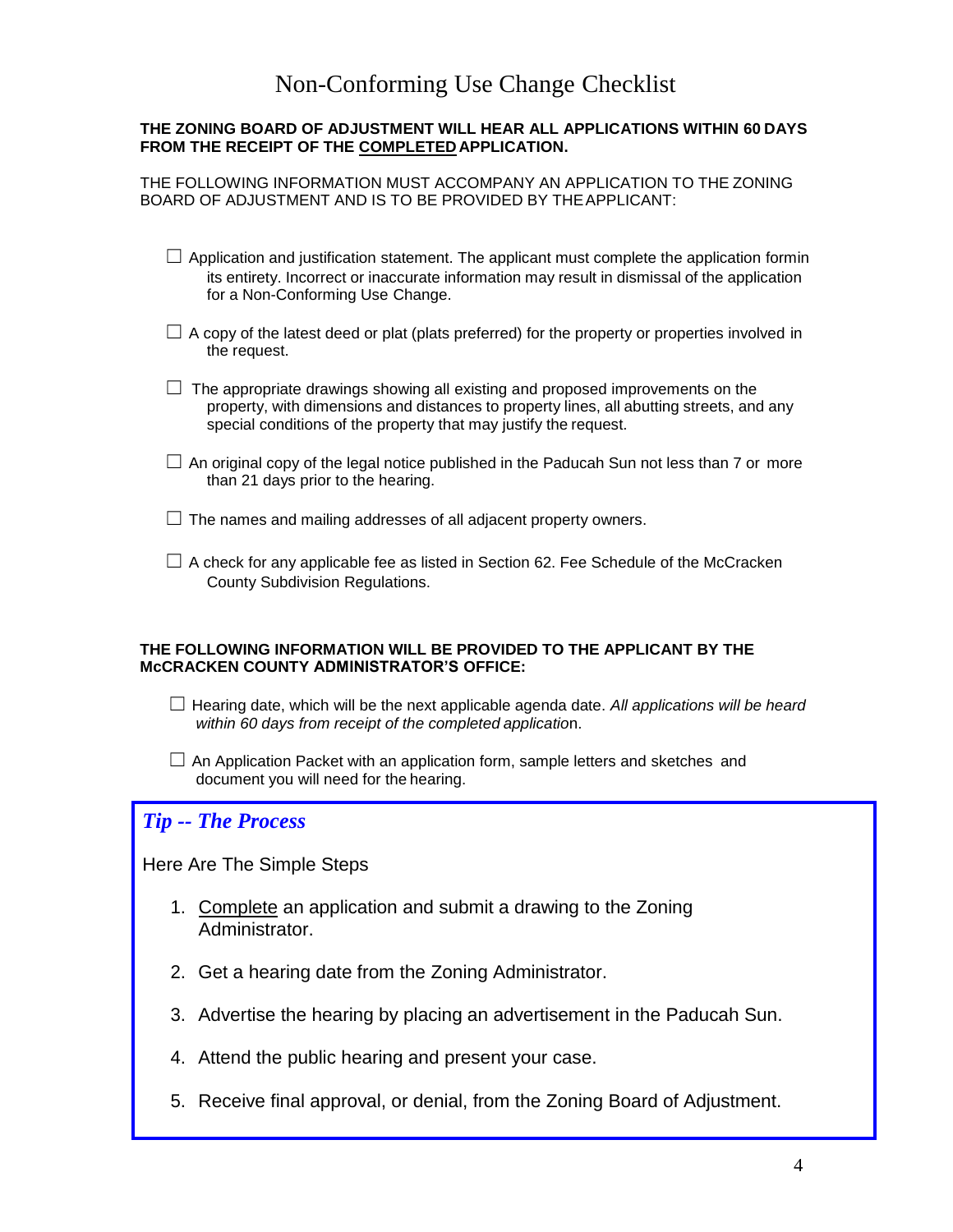# Non-Conforming Use Change Checklist

**THE ZONING BOARD OF ADJUSTMENT WILL HEAR ALL APPLICATIONS WITHIN 60 DAYS FROM THE RECEIPT OF THE <u>COMPLETED</u> APPLICATION.**

THE FOLLOWING INFORMATION MUST ACCOMPANY AN APPLICATION TO THE ZONING BOARD OF ADJUSTMENT AND IS TO BE PROVIDED BY THE APPLICANT:

- ☐ Application and justification statement. The applicant must complete the application formin its entirety. Incorrect or inaccurate information may result in dismissal of the application for a Non-Conforming Use Change.
- ☐ A copy of the latest deed or plat (plats preferred) for the property or properties involved in the request.
- ☐ The appropriate drawings showing all existing and proposed improvements on the property, with dimensions and distances to property lines, all abutting streets, and any special conditions of the property that may justify the request.
- ☐ An original copy of the legal notice published in the Paducah Sun not less than 7 or more than 21 days prior to the hearing.
- ☐ The names and mailing addresses of all adjacent property owners.
- ☐ A check for any applicable fee as listed in Section 62. Fee Schedule of the McCracken County Subdivision Regulations.

**THE FOLLOWING INFORMATION WILL BE PROVIDED TO THE APPLICANT BY THE McCRACKEN COUNTY ADMINISTRATOR'S OFFICE:**

- ☐ Hearing date, which will be the next applicable agenda date. *All applications will be heard within 60 days from receipt of the completed application.*
- ☐ An Application Packet with an application form, sample letters and sketches and document you will need for the hearing.

## *Tip -- The Process*

Here Are The Simple Steps

1. <u>Complete</u> an application and submit a drawing to the Zoning Administrator.
2. Get a hearing date from the Zoning Administrator.
3. Advertise the hearing by placing an advertisement in the Paducah Sun.
4. Attend the public hearing and present your case.
5. Receive final approval, or denial, from the Zoning Board of Adjustment.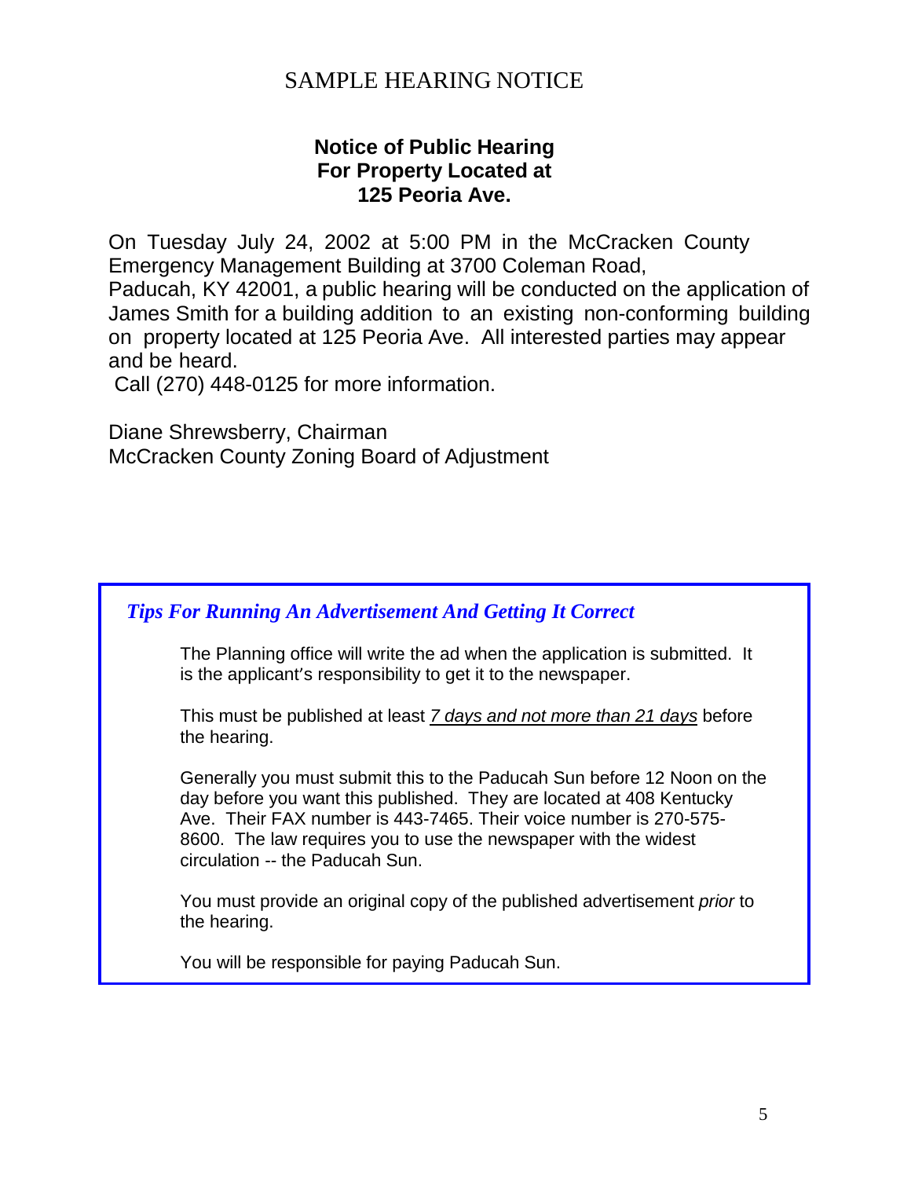# SAMPLE HEARING NOTICE

**Notice of Public Hearing**
**For Property Located at**
**125 Peoria Ave.**

On Tuesday July 24, 2002 at 5:00 PM in the McCracken County Emergency Management Building at 3700 Coleman Road, Paducah, KY 42001, a public hearing will be conducted on the application of James Smith for a building addition to an existing non-conforming building on property located at 125 Peoria Ave. All interested parties may appear and be heard.
Call (270) 448-0125 for more information.

Diane Shrewsberry, Chairman
McCracken County Zoning Board of Adjustment

---

***Tips For Running An Advertisement And Getting It Correct***

The Planning office will write the ad when the application is submitted. It is the applicant's responsibility to get it to the newspaper.

This must be published at least *7 days and not more than 21 days* before the hearing.

Generally you must submit this to the Paducah Sun before 12 Noon on the day before you want this published. They are located at 408 Kentucky Ave. Their FAX number is 443-7465. Their voice number is 270-575-8600. The law requires you to use the newspaper with the widest circulation -- the Paducah Sun.

You must provide an original copy of the published advertisement *prior* to the hearing.

You will be responsible for paying Paducah Sun.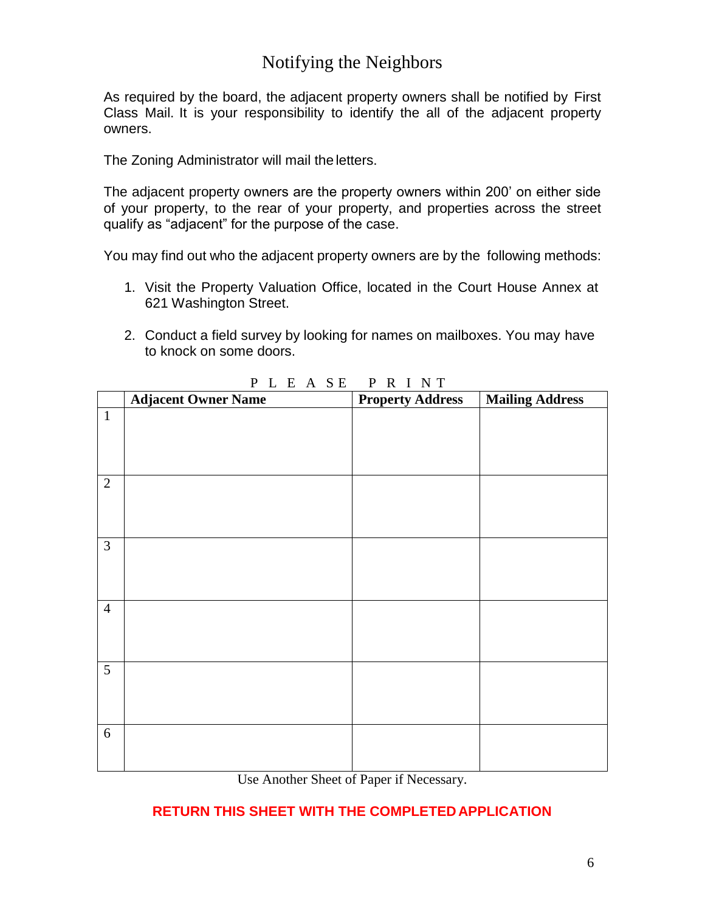# Notifying the Neighbors

As required by the board, the adjacent property owners shall be notified by First Class Mail. It is your responsibility to identify the all of the adjacent property owners.

The Zoning Administrator will mail the letters.

The adjacent property owners are the property owners within 200' on either side of your property, to the rear of your property, and properties across the street qualify as "adjacent" for the purpose of the case.

You may find out who the adjacent property owners are by the following methods:

1. Visit the Property Valuation Office, located in the Court House Annex at 621 Washington Street.
2. Conduct a field survey by looking for names on mailboxes. You may have to knock on some doors.

P L E A SE P R I N T

| | **Adjacent Owner Name** | **Property Address** | **Mailing Address** |
|---|---|---|---|
| 1 | | | |
| 2 | | | |
| 3 | | | |
| 4 | | | |
| 5 | | | |
| 6 | | | |

Use Another Sheet of Paper if Necessary.

**RETURN THIS SHEET WITH THE COMPLETED APPLICATION**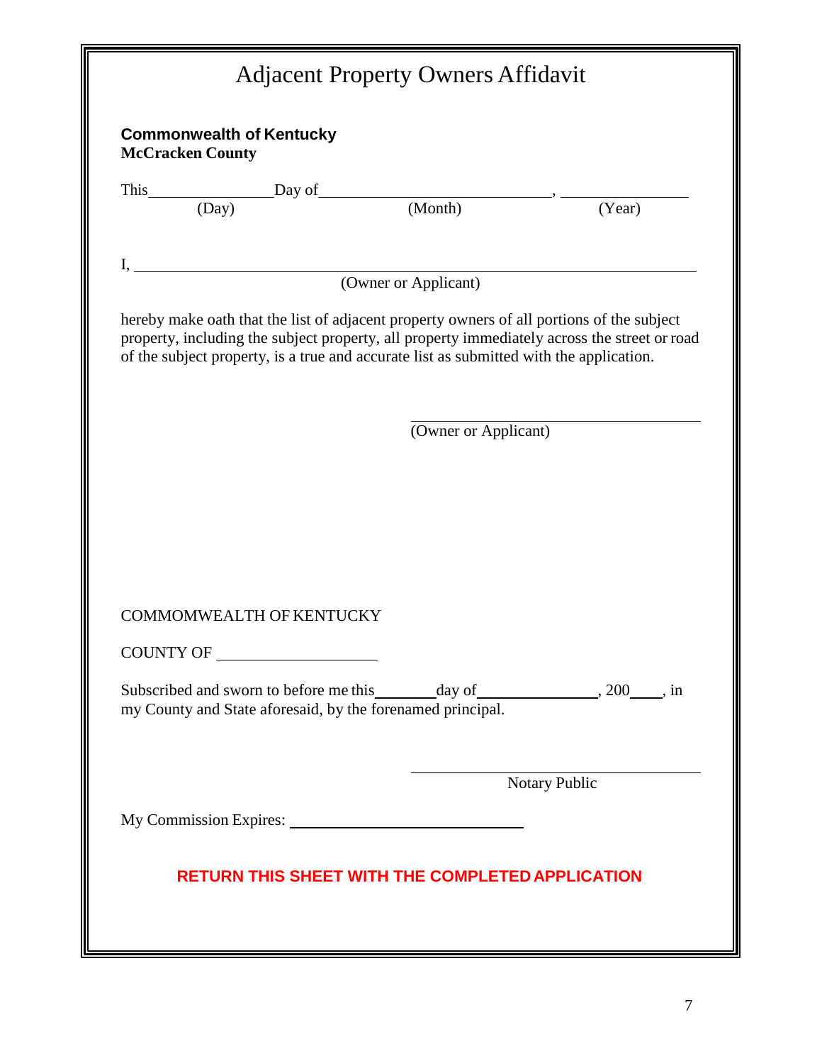# Adjacent Property Owners Affidavit

**Commonwealth of Kentucky**
**McCracken County**

This________________Day of______________________________, _______________
(Day) (Month) (Year)

I, ________________________________________________________________________
(Owner or Applicant)

hereby make oath that the list of adjacent property owners of all portions of the subject property, including the subject property, all property immediately across the street or road of the subject property, is a true and accurate list as submitted with the application.

_____________________________________
(Owner or Applicant)

COMMOMWEALTH OF KENTUCKY

COUNTY OF ____________________

Subscribed and sworn to before me this________day of_______________, 200____, in my County and State aforesaid, by the forenamed principal.

_____________________________________
Notary Public

My Commission Expires: ______________________________

**RETURN THIS SHEET WITH THE COMPLETED APPLICATION**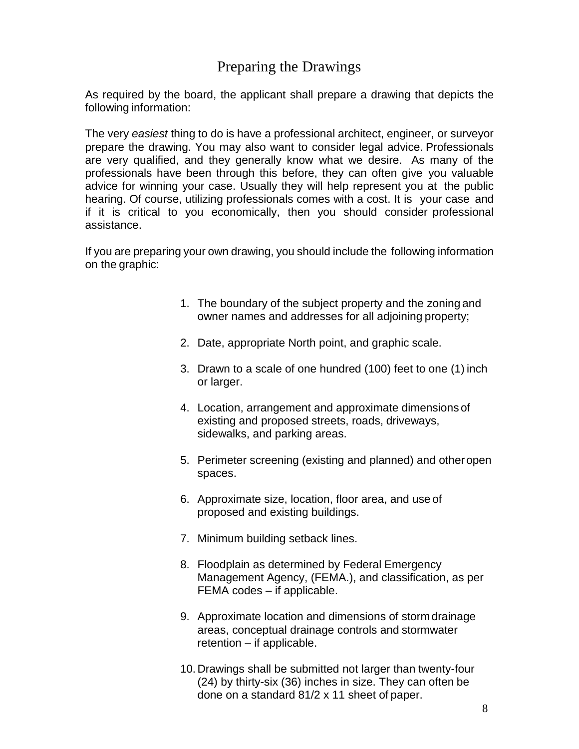# Preparing the Drawings

As required by the board, the applicant shall prepare a drawing that depicts the following information:

The very *easiest* thing to do is have a professional architect, engineer, or surveyor prepare the drawing. You may also want to consider legal advice. Professionals are very qualified, and they generally know what we desire. As many of the professionals have been through this before, they can often give you valuable advice for winning your case. Usually they will help represent you at the public hearing. Of course, utilizing professionals comes with a cost. It is your case and if it is critical to you economically, then you should consider professional assistance.

If you are preparing your own drawing, you should include the following information on the graphic:

1. The boundary of the subject property and the zoning and owner names and addresses for all adjoining property;
2. Date, appropriate North point, and graphic scale.
3. Drawn to a scale of one hundred (100) feet to one (1) inch or larger.
4. Location, arrangement and approximate dimensions of existing and proposed streets, roads, driveways, sidewalks, and parking areas.
5. Perimeter screening (existing and planned) and other open spaces.
6. Approximate size, location, floor area, and use of proposed and existing buildings.
7. Minimum building setback lines.
8. Floodplain as determined by Federal Emergency Management Agency, (FEMA.), and classification, as per FEMA codes – if applicable.
9. Approximate location and dimensions of storm drainage areas, conceptual drainage controls and stormwater retention – if applicable.
10. Drawings shall be submitted not larger than twenty-four (24) by thirty-six (36) inches in size. They can often be done on a standard 81/2 x 11 sheet of paper.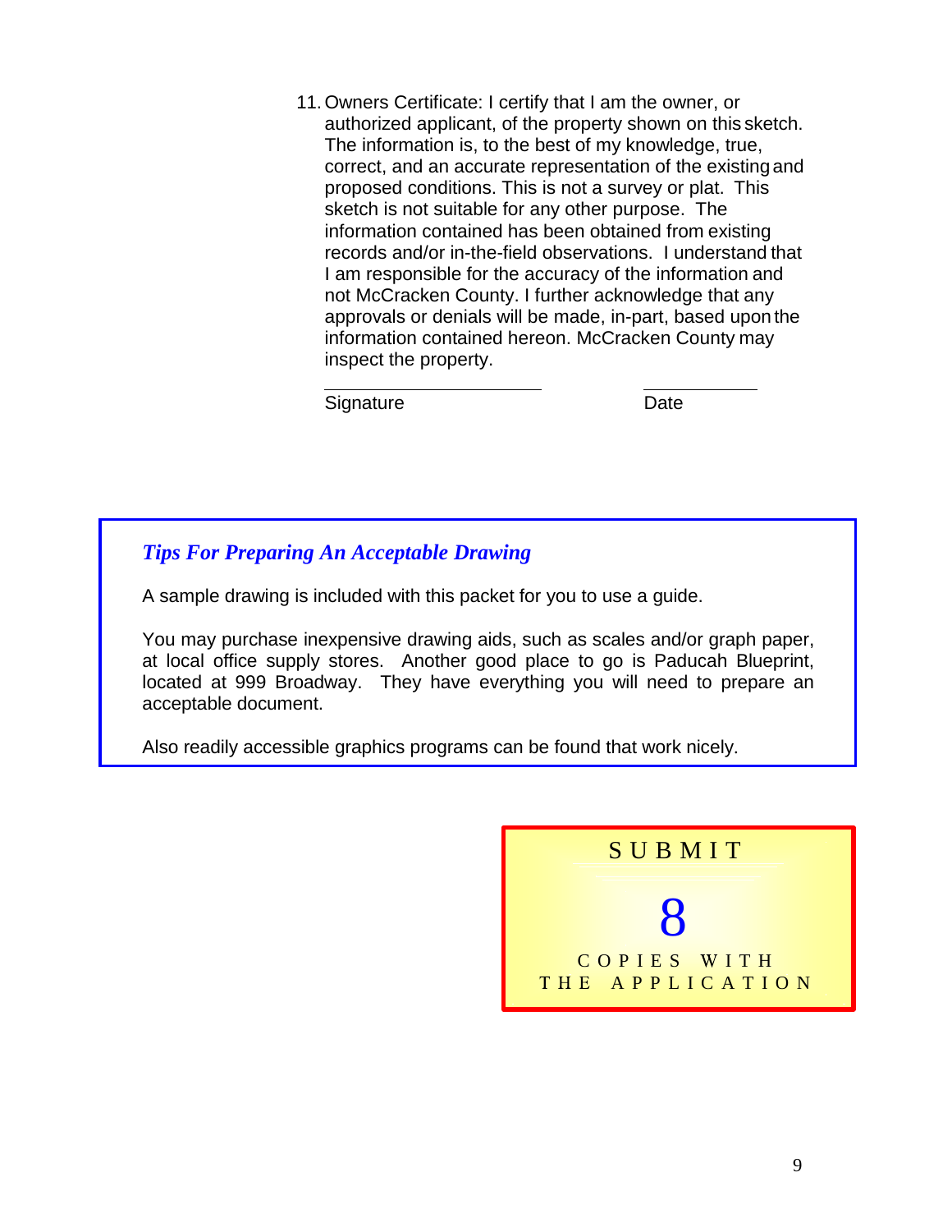11. Owners Certificate: I certify that I am the owner, or authorized applicant, of the property shown on this sketch. The information is, to the best of my knowledge, true, correct, and an accurate representation of the existing and proposed conditions. This is not a survey or plat. This sketch is not suitable for any other purpose. The information contained has been obtained from existing records and/or in-the-field observations. I understand that I am responsible for the accuracy of the information and not McCracken County. I further acknowledge that any approvals or denials will be made, in-part, based upon the information contained hereon. McCracken County may inspect the property.

    ______________________ &nbsp;&nbsp;&nbsp;&nbsp;&nbsp;&nbsp;&nbsp;&nbsp; ____________

    Signature &nbsp;&nbsp;&nbsp;&nbsp;&nbsp;&nbsp;&nbsp;&nbsp;&nbsp;&nbsp;&nbsp;&nbsp;&nbsp;&nbsp;&nbsp;&nbsp;&nbsp;&nbsp;&nbsp;&nbsp;&nbsp;&nbsp;&nbsp;&nbsp;&nbsp;&nbsp;&nbsp; Date

### *Tips For Preparing An Acceptable Drawing*

A sample drawing is included with this packet for you to use a guide.

You may purchase inexpensive drawing aids, such as scales and/or graph paper, at local office supply stores. Another good place to go is Paducah Blueprint, located at 999 Broadway. They have everything you will need to prepare an acceptable document.

Also readily accessible graphics programs can be found that work nicely.

**SUBMIT**

**8**

**COPIES WITH THE APPLICATION**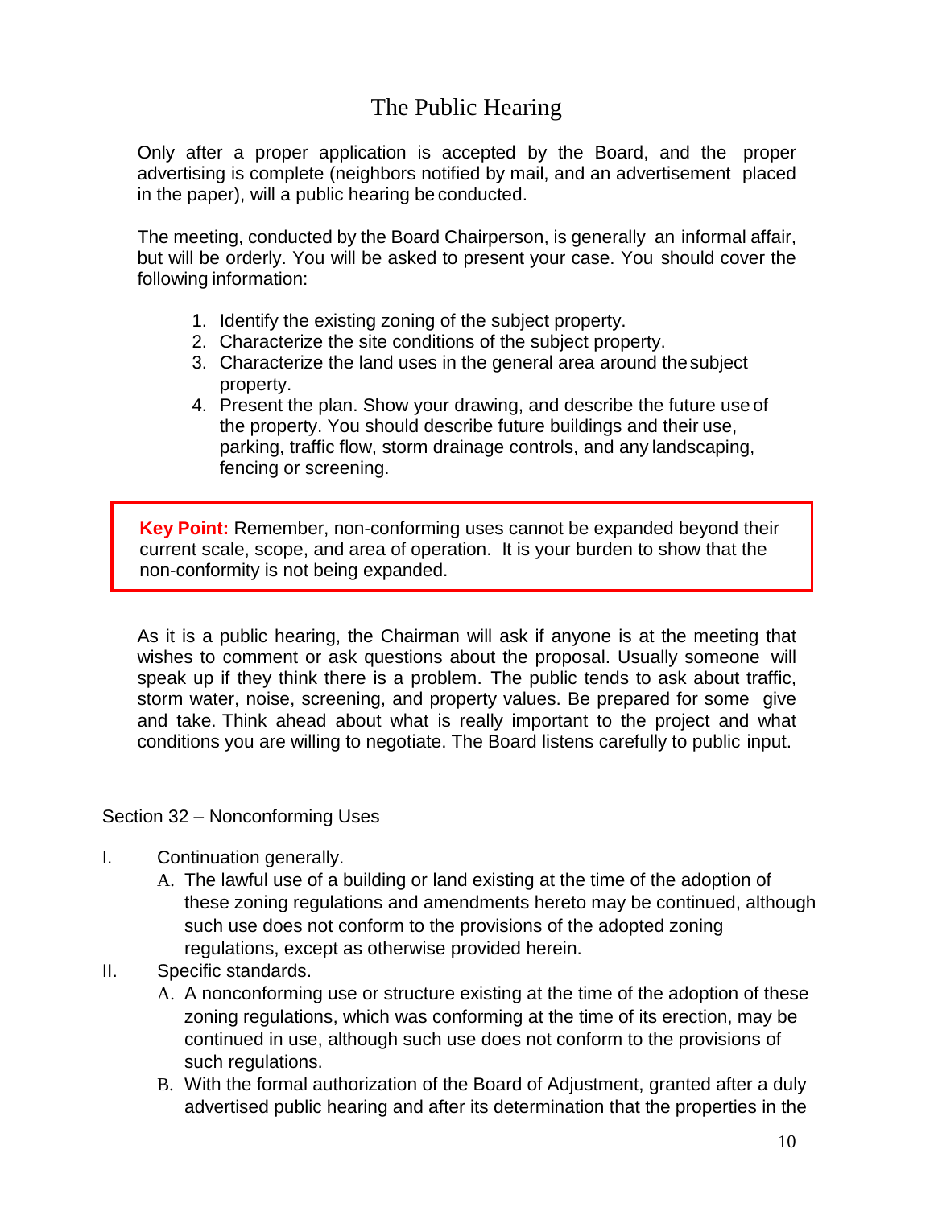# The Public Hearing

Only after a proper application is accepted by the Board, and the proper advertising is complete (neighbors notified by mail, and an advertisement placed in the paper), will a public hearing be conducted.

The meeting, conducted by the Board Chairperson, is generally an informal affair, but will be orderly. You will be asked to present your case. You should cover the following information:

1. Identify the existing zoning of the subject property.
2. Characterize the site conditions of the subject property.
3. Characterize the land uses in the general area around the subject property.
4. Present the plan. Show your drawing, and describe the future use of the property. You should describe future buildings and their use, parking, traffic flow, storm drainage controls, and any landscaping, fencing or screening.

> **Key Point:** Remember, non-conforming uses cannot be expanded beyond their current scale, scope, and area of operation. It is your burden to show that the non-conformity is not being expanded.

As it is a public hearing, the Chairman will ask if anyone is at the meeting that wishes to comment or ask questions about the proposal. Usually someone will speak up if they think there is a problem. The public tends to ask about traffic, storm water, noise, screening, and property values. Be prepared for some give and take. Think ahead about what is really important to the project and what conditions you are willing to negotiate. The Board listens carefully to public input.

Section 32 – Nonconforming Uses

I. Continuation generally.
   A. The lawful use of a building or land existing at the time of the adoption of these zoning regulations and amendments hereto may be continued, although such use does not conform to the provisions of the adopted zoning regulations, except as otherwise provided herein.

II. Specific standards.
   A. A nonconforming use or structure existing at the time of the adoption of these zoning regulations, which was conforming at the time of its erection, may be continued in use, although such use does not conform to the provisions of such regulations.
   B. With the formal authorization of the Board of Adjustment, granted after a duly advertised public hearing and after its determination that the properties in the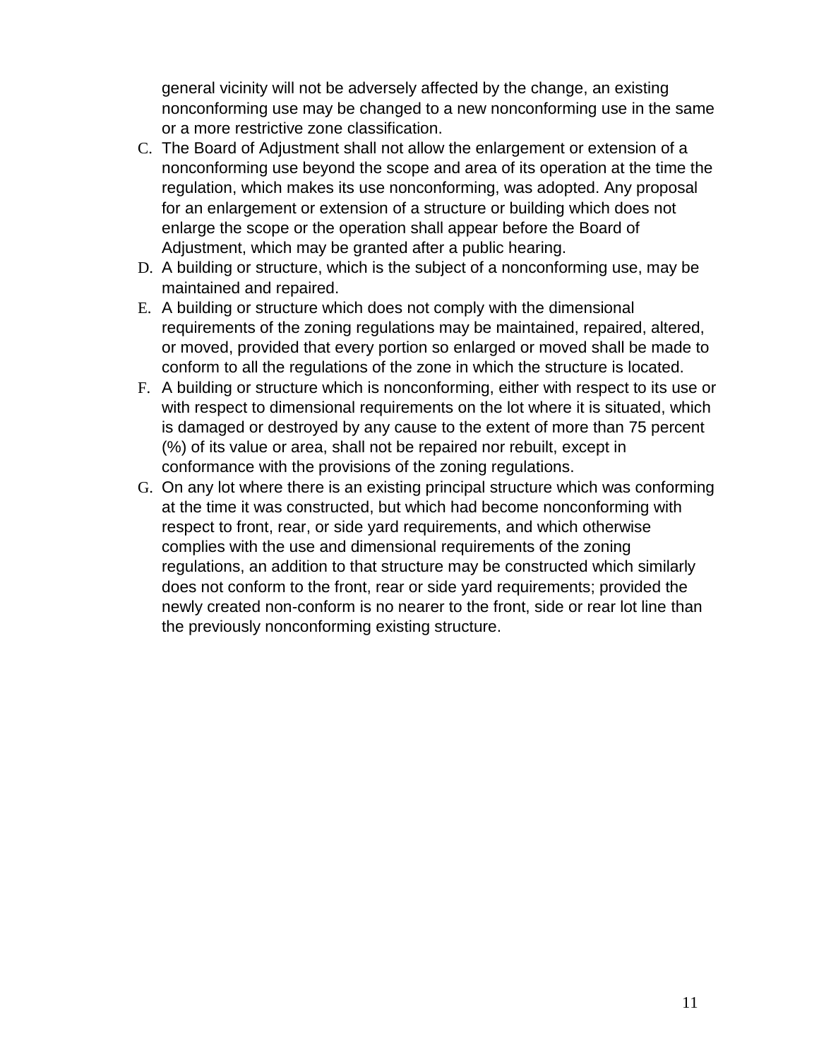general vicinity will not be adversely affected by the change, an existing nonconforming use may be changed to a new nonconforming use in the same or a more restrictive zone classification.

C. The Board of Adjustment shall not allow the enlargement or extension of a nonconforming use beyond the scope and area of its operation at the time the regulation, which makes its use nonconforming, was adopted. Any proposal for an enlargement or extension of a structure or building which does not enlarge the scope or the operation shall appear before the Board of Adjustment, which may be granted after a public hearing.

D. A building or structure, which is the subject of a nonconforming use, may be maintained and repaired.

E. A building or structure which does not comply with the dimensional requirements of the zoning regulations may be maintained, repaired, altered, or moved, provided that every portion so enlarged or moved shall be made to conform to all the regulations of the zone in which the structure is located.

F. A building or structure which is nonconforming, either with respect to its use or with respect to dimensional requirements on the lot where it is situated, which is damaged or destroyed by any cause to the extent of more than 75 percent (%) of its value or area, shall not be repaired nor rebuilt, except in conformance with the provisions of the zoning regulations.

G. On any lot where there is an existing principal structure which was conforming at the time it was constructed, but which had become nonconforming with respect to front, rear, or side yard requirements, and which otherwise complies with the use and dimensional requirements of the zoning regulations, an addition to that structure may be constructed which similarly does not conform to the front, rear or side yard requirements; provided the newly created non-conform is no nearer to the front, side or rear lot line than the previously nonconforming existing structure.